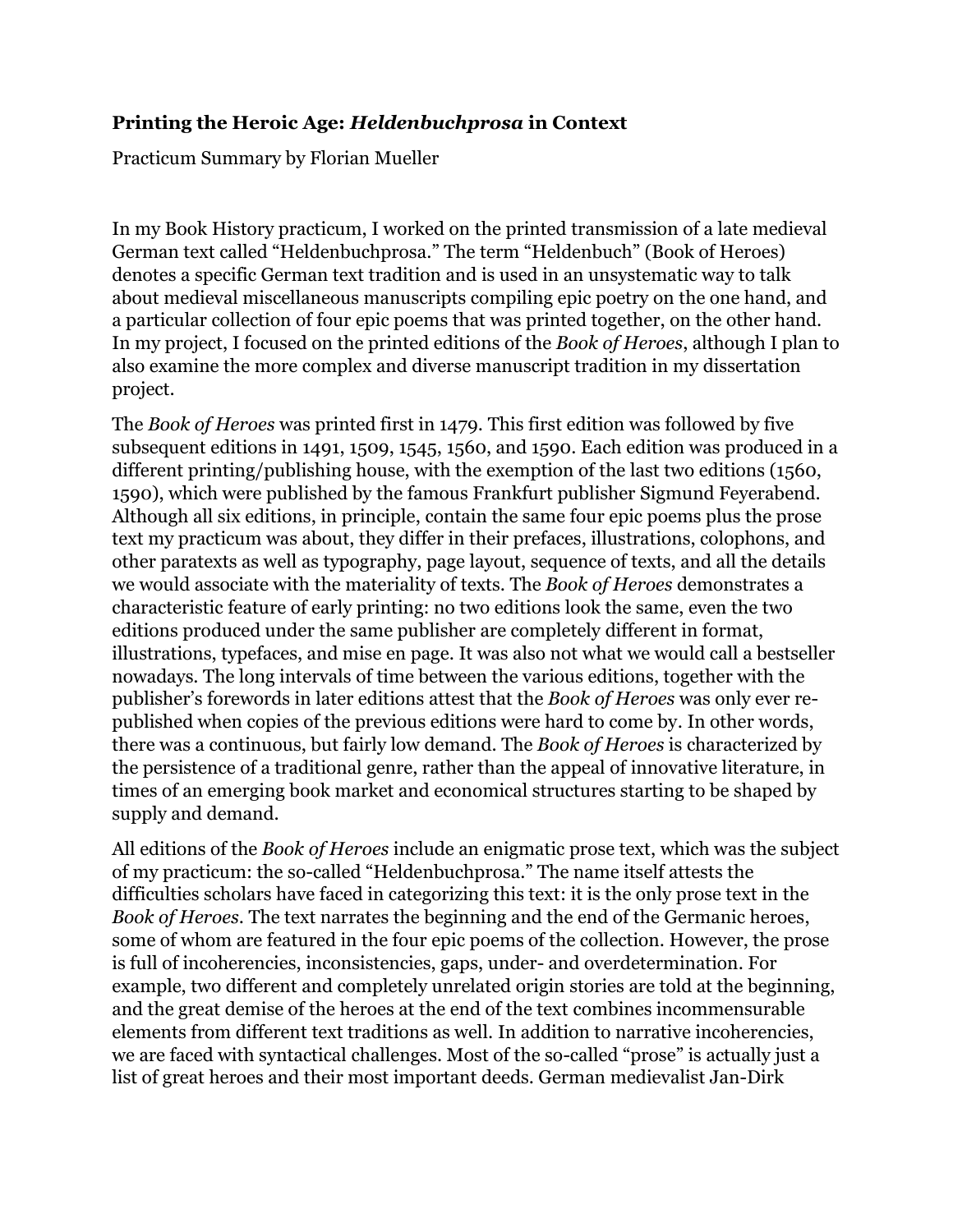**Printing the Heroic Age: *Heldenbuchprosa* in Context**

Practicum Summary by Florian Mueller

In my Book History practicum, I worked on the printed transmission of a late medieval German text called "Heldenbuchprosa." The term "Heldenbuch" (Book of Heroes) denotes a specific German text tradition and is used in an unsystematic way to talk about medieval miscellaneous manuscripts compiling epic poetry on the one hand, and a particular collection of four epic poems that was printed together, on the other hand. In my project, I focused on the printed editions of the *Book of Heroes*, although I plan to also examine the more complex and diverse manuscript tradition in my dissertation project.

The *Book of Heroes* was printed first in 1479. This first edition was followed by five subsequent editions in 1491, 1509, 1545, 1560, and 1590. Each edition was produced in a different printing/publishing house, with the exemption of the last two editions (1560, 1590), which were published by the famous Frankfurt publisher Sigmund Feyerabend. Although all six editions, in principle, contain the same four epic poems plus the prose text my practicum was about, they differ in their prefaces, illustrations, colophons, and other paratexts as well as typography, page layout, sequence of texts, and all the details we would associate with the materiality of texts. The *Book of Heroes* demonstrates a characteristic feature of early printing: no two editions look the same, even the two editions produced under the same publisher are completely different in format, illustrations, typefaces, and mise en page. It was also not what we would call a bestseller nowadays. The long intervals of time between the various editions, together with the publisher's forewords in later editions attest that the *Book of Heroes* was only ever re-published when copies of the previous editions were hard to come by. In other words, there was a continuous, but fairly low demand. The *Book of Heroes* is characterized by the persistence of a traditional genre, rather than the appeal of innovative literature, in times of an emerging book market and economical structures starting to be shaped by supply and demand.

All editions of the *Book of Heroes* include an enigmatic prose text, which was the subject of my practicum: the so-called "Heldenbuchprosa." The name itself attests the difficulties scholars have faced in categorizing this text: it is the only prose text in the *Book of Heroes*. The text narrates the beginning and the end of the Germanic heroes, some of whom are featured in the four epic poems of the collection. However, the prose is full of incoherencies, inconsistencies, gaps, under- and overdetermination. For example, two different and completely unrelated origin stories are told at the beginning, and the great demise of the heroes at the end of the text combines incommensurable elements from different text traditions as well. In addition to narrative incoherencies, we are faced with syntactical challenges. Most of the so-called "prose" is actually just a list of great heroes and their most important deeds. German medievalist Jan-Dirk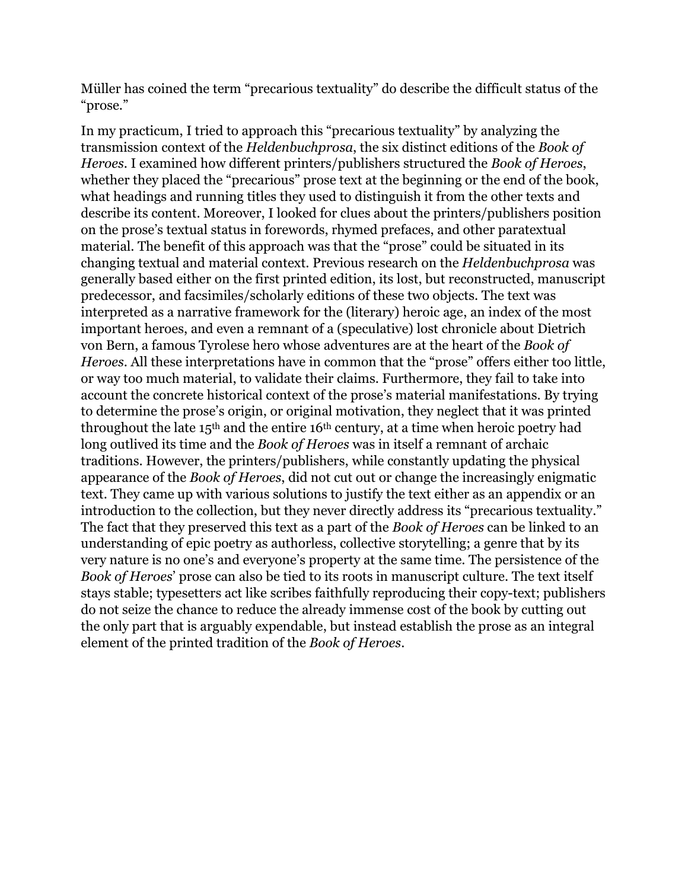Müller has coined the term "precarious textuality" do describe the difficult status of the "prose."

In my practicum, I tried to approach this "precarious textuality" by analyzing the transmission context of the *Heldenbuchprosa*, the six distinct editions of the *Book of Heroes*. I examined how different printers/publishers structured the *Book of Heroes*, whether they placed the "precarious" prose text at the beginning or the end of the book, what headings and running titles they used to distinguish it from the other texts and describe its content. Moreover, I looked for clues about the printers/publishers position on the prose's textual status in forewords, rhymed prefaces, and other paratextual material. The benefit of this approach was that the "prose" could be situated in its changing textual and material context. Previous research on the *Heldenbuchprosa* was generally based either on the first printed edition, its lost, but reconstructed, manuscript predecessor, and facsimiles/scholarly editions of these two objects. The text was interpreted as a narrative framework for the (literary) heroic age, an index of the most important heroes, and even a remnant of a (speculative) lost chronicle about Dietrich von Bern, a famous Tyrolese hero whose adventures are at the heart of the *Book of Heroes*. All these interpretations have in common that the "prose" offers either too little, or way too much material, to validate their claims. Furthermore, they fail to take into account the concrete historical context of the prose's material manifestations. By trying to determine the prose's origin, or original motivation, they neglect that it was printed throughout the late 15th and the entire 16th century, at a time when heroic poetry had long outlived its time and the *Book of Heroes* was in itself a remnant of archaic traditions. However, the printers/publishers, while constantly updating the physical appearance of the *Book of Heroes*, did not cut out or change the increasingly enigmatic text. They came up with various solutions to justify the text either as an appendix or an introduction to the collection, but they never directly address its "precarious textuality." The fact that they preserved this text as a part of the *Book of Heroes* can be linked to an understanding of epic poetry as authorless, collective storytelling; a genre that by its very nature is no one's and everyone's property at the same time. The persistence of the *Book of Heroes*' prose can also be tied to its roots in manuscript culture. The text itself stays stable; typesetters act like scribes faithfully reproducing their copy-text; publishers do not seize the chance to reduce the already immense cost of the book by cutting out the only part that is arguably expendable, but instead establish the prose as an integral element of the printed tradition of the *Book of Heroes*.